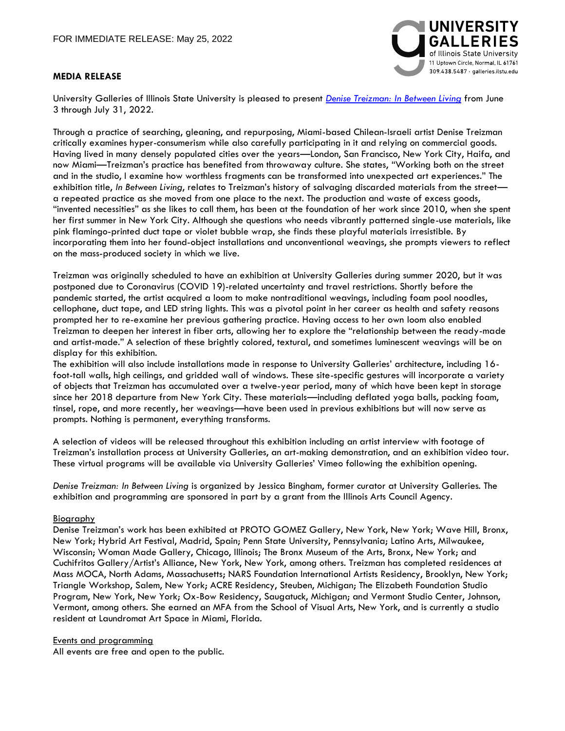FOR IMMEDIATE RELEASE: May 25, 2022

UNIVERSITY GALLERIES
of Illinois State University
11 Uptown Circle, Normal, IL 61761
309.438.5487 · galleries.ilstu.edu

**MEDIA RELEASE**

University Galleries of Illinois State University is pleased to present *Denise Treizman: In Between Living* from June 3 through July 31, 2022.

Through a practice of searching, gleaning, and repurposing, Miami-based Chilean-Israeli artist Denise Treizman critically examines hyper-consumerism while also carefully participating in it and relying on commercial goods. Having lived in many densely populated cities over the years—London, San Francisco, New York City, Haifa, and now Miami—Treizman's practice has benefited from throwaway culture. She states, "Working both on the street and in the studio, I examine how worthless fragments can be transformed into unexpected art experiences." The exhibition title, *In Between Living*, relates to Treizman's history of salvaging discarded materials from the street—a repeated practice as she moved from one place to the next. The production and waste of excess goods, "invented necessities" as she likes to call them, has been at the foundation of her work since 2010, when she spent her first summer in New York City. Although she questions who needs vibrantly patterned single-use materials, like pink flamingo-printed duct tape or violet bubble wrap, she finds these playful materials irresistible. By incorporating them into her found-object installations and unconventional weavings, she prompts viewers to reflect on the mass-produced society in which we live.

Treizman was originally scheduled to have an exhibition at University Galleries during summer 2020, but it was postponed due to Coronavirus (COVID 19)-related uncertainty and travel restrictions. Shortly before the pandemic started, the artist acquired a loom to make nontraditional weavings, including foam pool noodles, cellophane, duct tape, and LED string lights. This was a pivotal point in her career as health and safety reasons prompted her to re-examine her previous gathering practice. Having access to her own loom also enabled Treizman to deepen her interest in fiber arts, allowing her to explore the "relationship between the ready-made and artist-made." A selection of these brightly colored, textural, and sometimes luminescent weavings will be on display for this exhibition.

The exhibition will also include installations made in response to University Galleries' architecture, including 16-foot-tall walls, high ceilings, and gridded wall of windows. These site-specific gestures will incorporate a variety of objects that Treizman has accumulated over a twelve-year period, many of which have been kept in storage since her 2018 departure from New York City. These materials—including deflated yoga balls, packing foam, tinsel, rope, and more recently, her weavings—have been used in previous exhibitions but will now serve as prompts. Nothing is permanent, everything transforms.

A selection of videos will be released throughout this exhibition including an artist interview with footage of Treizman's installation process at University Galleries, an art-making demonstration, and an exhibition video tour. These virtual programs will be available via University Galleries' Vimeo following the exhibition opening.

*Denise Treizman: In Between Living* is organized by Jessica Bingham, former curator at University Galleries. The exhibition and programming are sponsored in part by a grant from the Illinois Arts Council Agency.

## Biography

Denise Treizman's work has been exhibited at PROTO GOMEZ Gallery, New York, New York; Wave Hill, Bronx, New York; Hybrid Art Festival, Madrid, Spain; Penn State University, Pennsylvania; Latino Arts, Milwaukee, Wisconsin; Woman Made Gallery, Chicago, Illinois; The Bronx Museum of the Arts, Bronx, New York; and Cuchifritos Gallery/Artist's Alliance, New York, New York, among others. Treizman has completed residences at Mass MOCA, North Adams, Massachusetts; NARS Foundation International Artists Residency, Brooklyn, New York; Triangle Workshop, Salem, New York; ACRE Residency, Steuben, Michigan; The Elizabeth Foundation Studio Program, New York, New York; Ox-Bow Residency, Saugatuck, Michigan; and Vermont Studio Center, Johnson, Vermont, among others. She earned an MFA from the School of Visual Arts, New York, and is currently a studio resident at Laundromat Art Space in Miami, Florida.

## Events and programming

All events are free and open to the public.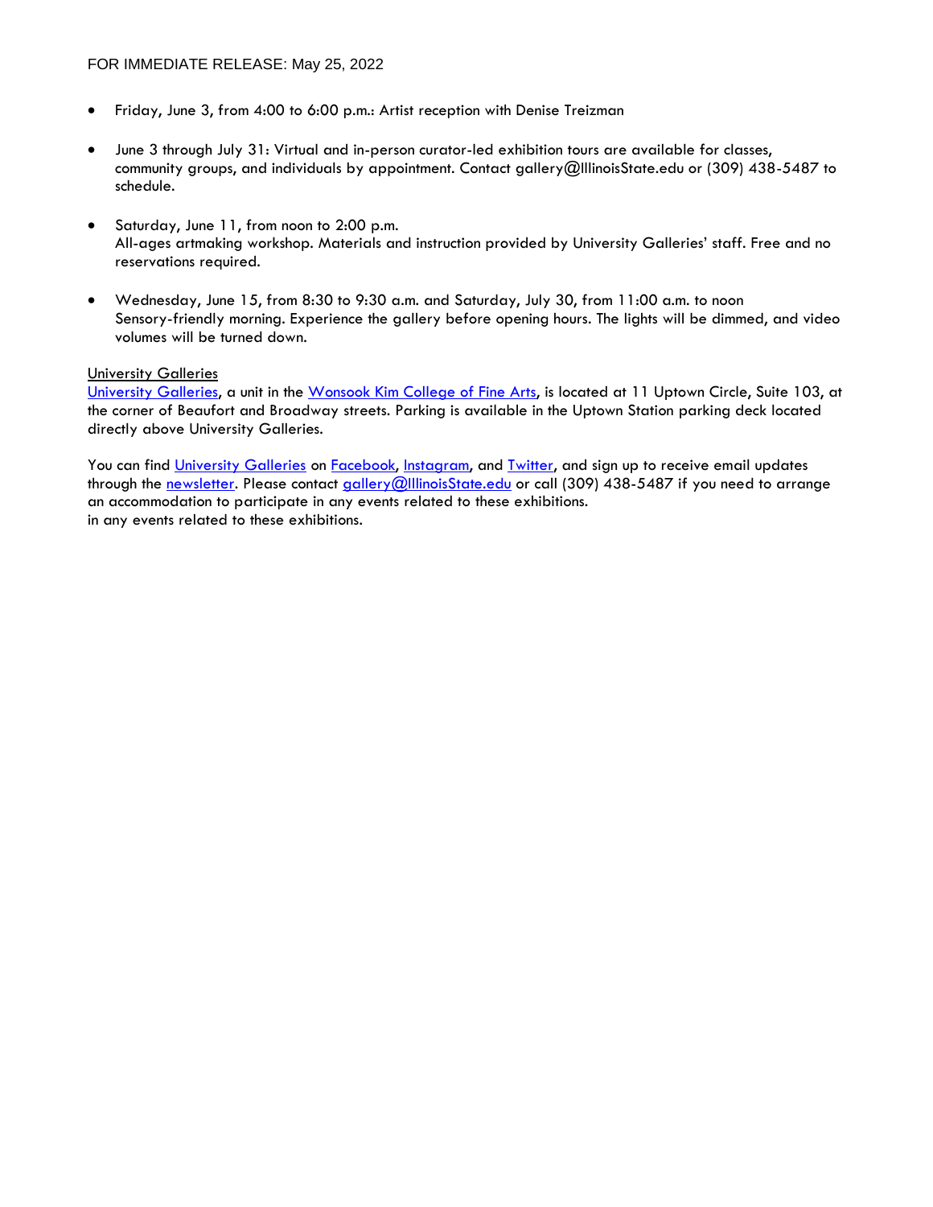FOR IMMEDIATE RELEASE: May 25, 2022

- Friday, June 3, from 4:00 to 6:00 p.m.: Artist reception with Denise Treizman
- June 3 through July 31: Virtual and in-person curator-led exhibition tours are available for classes, community groups, and individuals by appointment. Contact gallery@IllinoisState.edu or (309) 438-5487 to schedule.
- Saturday, June 11, from noon to 2:00 p.m.
  All-ages artmaking workshop. Materials and instruction provided by University Galleries' staff. Free and no reservations required.
- Wednesday, June 15, from 8:30 to 9:30 a.m. and Saturday, July 30, from 11:00 a.m. to noon
  Sensory-friendly morning. Experience the gallery before opening hours. The lights will be dimmed, and video volumes will be turned down.

University Galleries

University Galleries, a unit in the Wonsook Kim College of Fine Arts, is located at 11 Uptown Circle, Suite 103, at the corner of Beaufort and Broadway streets. Parking is available in the Uptown Station parking deck located directly above University Galleries.

You can find University Galleries on Facebook, Instagram, and Twitter, and sign up to receive email updates through the newsletter. Please contact gallery@IllinoisState.edu or call (309) 438-5487 if you need to arrange an accommodation to participate in any events related to these exhibitions.
in any events related to these exhibitions.